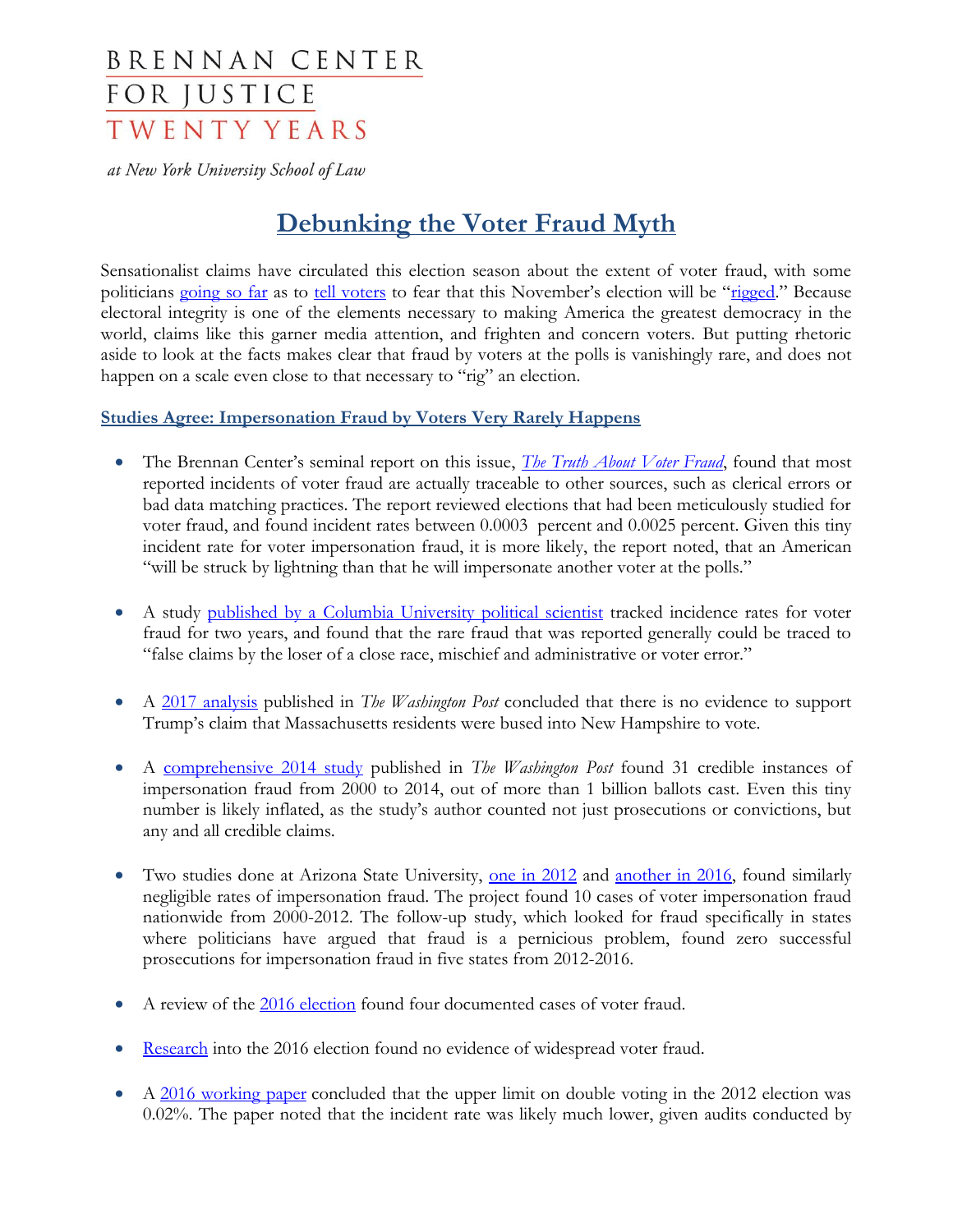BRENNAN CENTER
FOR JUSTICE
TWENTY YEARS

*at New York University School of Law*

# Debunking the Voter Fraud Myth

Sensationalist claims have circulated this election season about the extent of voter fraud, with some politicians going so far as to tell voters to fear that this November's election will be "rigged." Because electoral integrity is one of the elements necessary to making America the greatest democracy in the world, claims like this garner media attention, and frighten and concern voters. But putting rhetoric aside to look at the facts makes clear that fraud by voters at the polls is vanishingly rare, and does not happen on a scale even close to that necessary to "rig" an election.

## Studies Agree: Impersonation Fraud by Voters Very Rarely Happens

- The Brennan Center's seminal report on this issue, *The Truth About Voter Fraud*, found that most reported incidents of voter fraud are actually traceable to other sources, such as clerical errors or bad data matching practices. The report reviewed elections that had been meticulously studied for voter fraud, and found incident rates between 0.0003 percent and 0.0025 percent. Given this tiny incident rate for voter impersonation fraud, it is more likely, the report noted, that an American "will be struck by lightning than that he will impersonate another voter at the polls."

- A study published by a Columbia University political scientist tracked incidence rates for voter fraud for two years, and found that the rare fraud that was reported generally could be traced to "false claims by the loser of a close race, mischief and administrative or voter error."

- A 2017 analysis published in *The Washington Post* concluded that there is no evidence to support Trump's claim that Massachusetts residents were bused into New Hampshire to vote.

- A comprehensive 2014 study published in *The Washington Post* found 31 credible instances of impersonation fraud from 2000 to 2014, out of more than 1 billion ballots cast. Even this tiny number is likely inflated, as the study's author counted not just prosecutions or convictions, but any and all credible claims.

- Two studies done at Arizona State University, one in 2012 and another in 2016, found similarly negligible rates of impersonation fraud. The project found 10 cases of voter impersonation fraud nationwide from 2000-2012. The follow-up study, which looked for fraud specifically in states where politicians have argued that fraud is a pernicious problem, found zero successful prosecutions for impersonation fraud in five states from 2012-2016.

- A review of the 2016 election found four documented cases of voter fraud.

- Research into the 2016 election found no evidence of widespread voter fraud.

- A 2016 working paper concluded that the upper limit on double voting in the 2012 election was 0.02%. The paper noted that the incident rate was likely much lower, given audits conducted by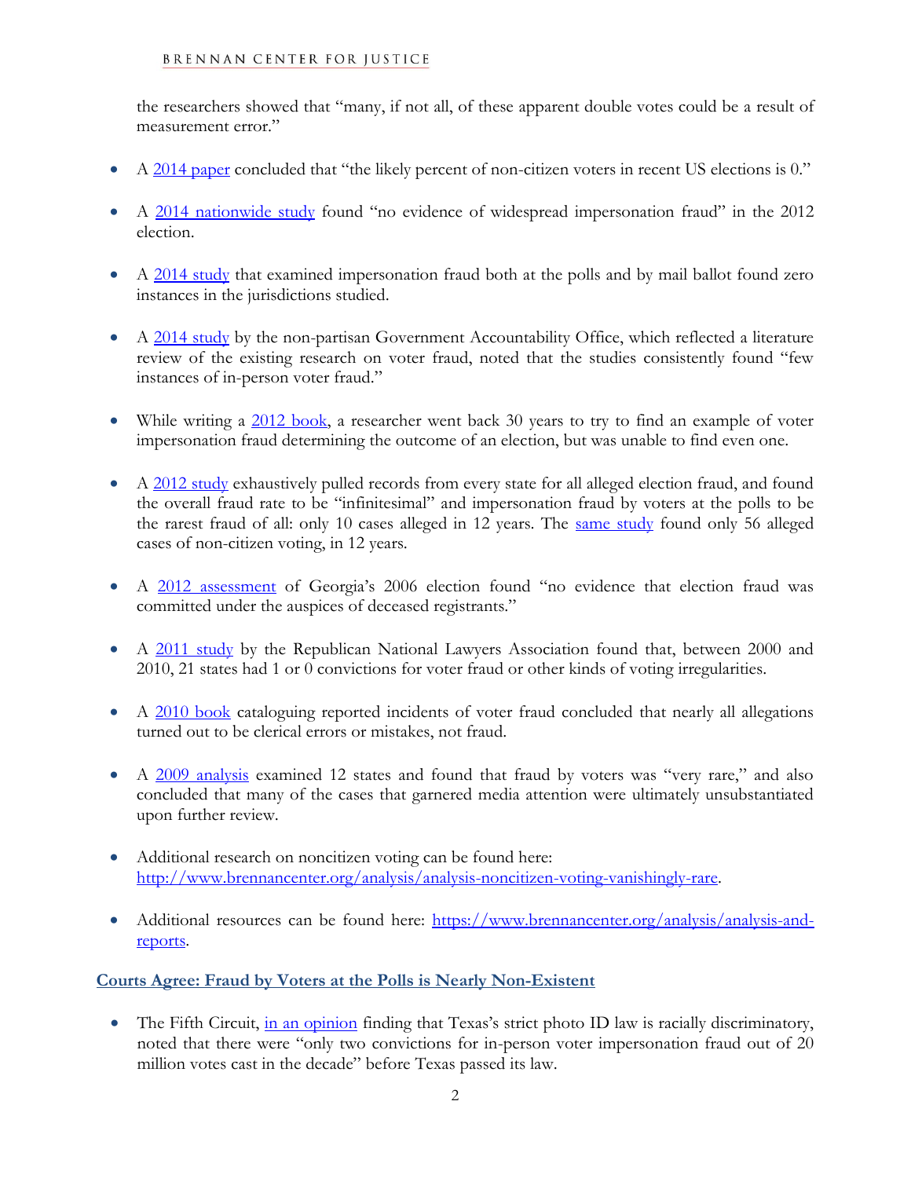the researchers showed that "many, if not all, of these apparent double votes could be a result of measurement error."

- A 2014 paper concluded that "the likely percent of non-citizen voters in recent US elections is 0."
- A 2014 nationwide study found "no evidence of widespread impersonation fraud" in the 2012 election.
- A 2014 study that examined impersonation fraud both at the polls and by mail ballot found zero instances in the jurisdictions studied.
- A 2014 study by the non-partisan Government Accountability Office, which reflected a literature review of the existing research on voter fraud, noted that the studies consistently found "few instances of in-person voter fraud."
- While writing a 2012 book, a researcher went back 30 years to try to find an example of voter impersonation fraud determining the outcome of an election, but was unable to find even one.
- A 2012 study exhaustively pulled records from every state for all alleged election fraud, and found the overall fraud rate to be "infinitesimal" and impersonation fraud by voters at the polls to be the rarest fraud of all: only 10 cases alleged in 12 years. The same study found only 56 alleged cases of non-citizen voting, in 12 years.
- A 2012 assessment of Georgia's 2006 election found "no evidence that election fraud was committed under the auspices of deceased registrants."
- A 2011 study by the Republican National Lawyers Association found that, between 2000 and 2010, 21 states had 1 or 0 convictions for voter fraud or other kinds of voting irregularities.
- A 2010 book cataloguing reported incidents of voter fraud concluded that nearly all allegations turned out to be clerical errors or mistakes, not fraud.
- A 2009 analysis examined 12 states and found that fraud by voters was "very rare," and also concluded that many of the cases that garnered media attention were ultimately unsubstantiated upon further review.
- Additional research on noncitizen voting can be found here: http://www.brennancenter.org/analysis/analysis-noncitizen-voting-vanishingly-rare.
- Additional resources can be found here: https://www.brennancenter.org/analysis/analysis-and-reports.

## Courts Agree: Fraud by Voters at the Polls is Nearly Non-Existent

- The Fifth Circuit, in an opinion finding that Texas's strict photo ID law is racially discriminatory, noted that there were "only two convictions for in-person voter impersonation fraud out of 20 million votes cast in the decade" before Texas passed its law.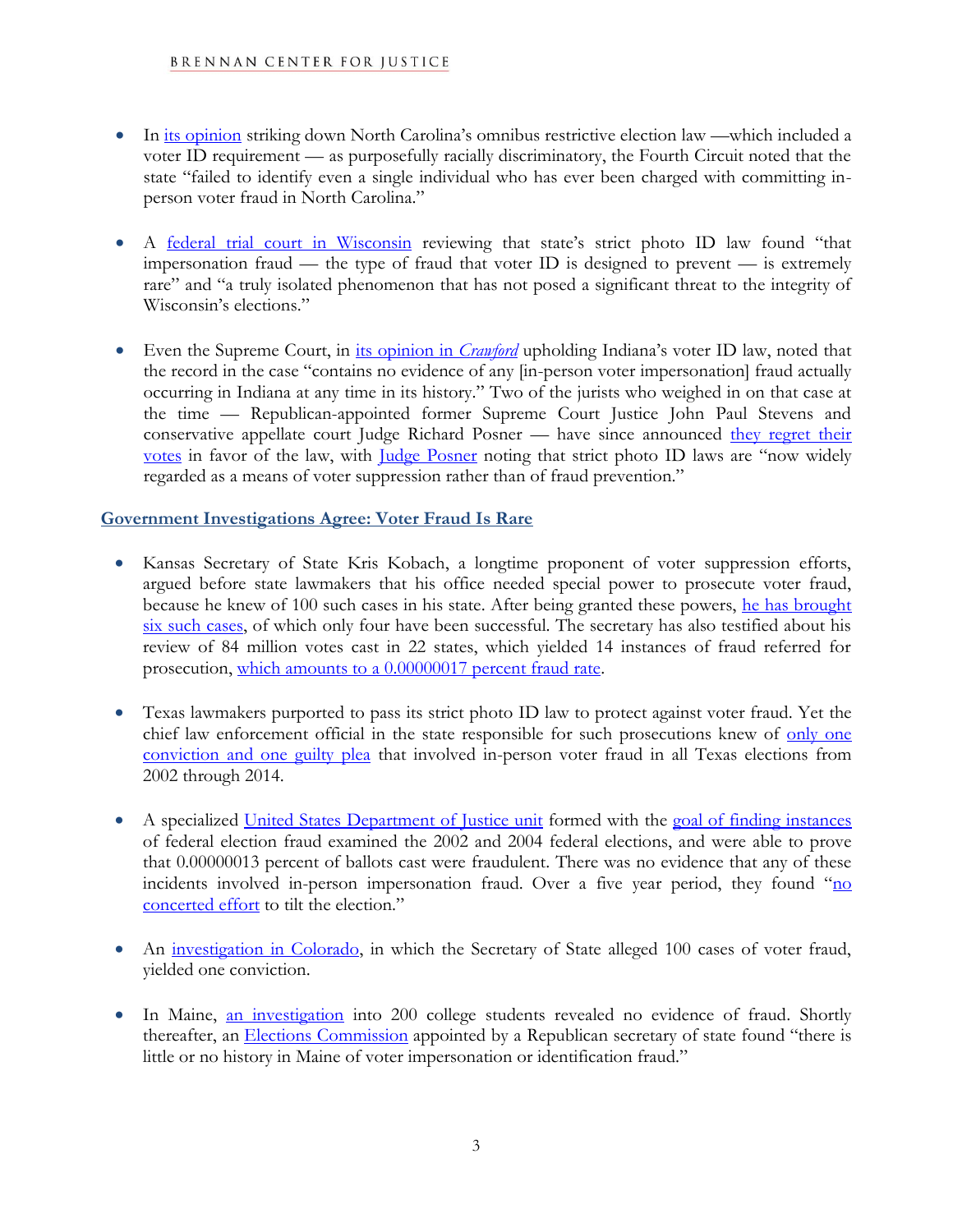- In its opinion striking down North Carolina's omnibus restrictive election law —which included a voter ID requirement — as purposefully racially discriminatory, the Fourth Circuit noted that the state "failed to identify even a single individual who has ever been charged with committing in-person voter fraud in North Carolina."

- A federal trial court in Wisconsin reviewing that state's strict photo ID law found "that impersonation fraud — the type of fraud that voter ID is designed to prevent — is extremely rare" and "a truly isolated phenomenon that has not posed a significant threat to the integrity of Wisconsin's elections."

- Even the Supreme Court, in its opinion in *Crawford* upholding Indiana's voter ID law, noted that the record in the case "contains no evidence of any [in-person voter impersonation] fraud actually occurring in Indiana at any time in its history." Two of the jurists who weighed in on that case at the time — Republican-appointed former Supreme Court Justice John Paul Stevens and conservative appellate court Judge Richard Posner — have since announced they regret their votes in favor of the law, with Judge Posner noting that strict photo ID laws are "now widely regarded as a means of voter suppression rather than of fraud prevention."

## Government Investigations Agree: Voter Fraud Is Rare

- Kansas Secretary of State Kris Kobach, a longtime proponent of voter suppression efforts, argued before state lawmakers that his office needed special power to prosecute voter fraud, because he knew of 100 such cases in his state. After being granted these powers, he has brought six such cases, of which only four have been successful. The secretary has also testified about his review of 84 million votes cast in 22 states, which yielded 14 instances of fraud referred for prosecution, which amounts to a 0.00000017 percent fraud rate.

- Texas lawmakers purported to pass its strict photo ID law to protect against voter fraud. Yet the chief law enforcement official in the state responsible for such prosecutions knew of only one conviction and one guilty plea that involved in-person voter fraud in all Texas elections from 2002 through 2014.

- A specialized United States Department of Justice unit formed with the goal of finding instances of federal election fraud examined the 2002 and 2004 federal elections, and were able to prove that 0.00000013 percent of ballots cast were fraudulent. There was no evidence that any of these incidents involved in-person impersonation fraud. Over a five year period, they found "no concerted effort to tilt the election."

- An investigation in Colorado, in which the Secretary of State alleged 100 cases of voter fraud, yielded one conviction.

- In Maine, an investigation into 200 college students revealed no evidence of fraud. Shortly thereafter, an Elections Commission appointed by a Republican secretary of state found "there is little or no history in Maine of voter impersonation or identification fraud."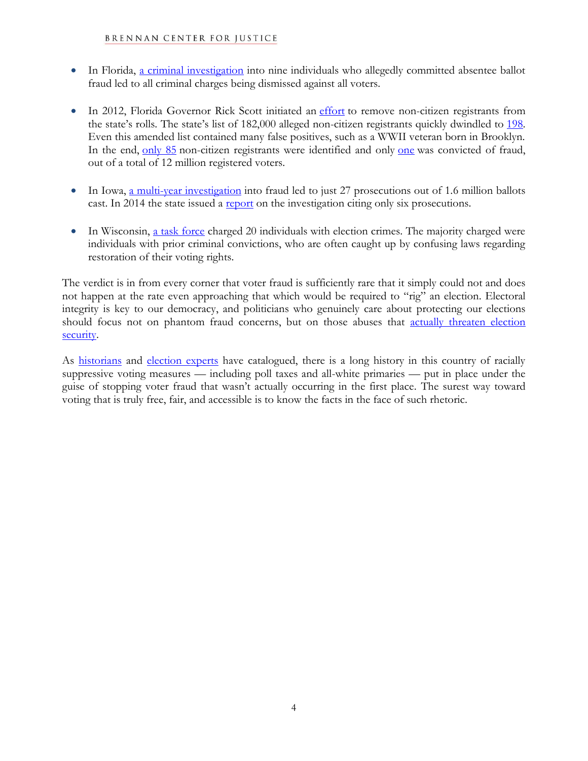- In Florida, a criminal investigation into nine individuals who allegedly committed absentee ballot fraud led to all criminal charges being dismissed against all voters.

- In 2012, Florida Governor Rick Scott initiated an effort to remove non-citizen registrants from the state's rolls. The state's list of 182,000 alleged non-citizen registrants quickly dwindled to 198. Even this amended list contained many false positives, such as a WWII veteran born in Brooklyn. In the end, only 85 non-citizen registrants were identified and only one was convicted of fraud, out of a total of 12 million registered voters.

- In Iowa, a multi-year investigation into fraud led to just 27 prosecutions out of 1.6 million ballots cast. In 2014 the state issued a report on the investigation citing only six prosecutions.

- In Wisconsin, a task force charged 20 individuals with election crimes. The majority charged were individuals with prior criminal convictions, who are often caught up by confusing laws regarding restoration of their voting rights.

The verdict is in from every corner that voter fraud is sufficiently rare that it simply could not and does not happen at the rate even approaching that which would be required to "rig" an election. Electoral integrity is key to our democracy, and politicians who genuinely care about protecting our elections should focus not on phantom fraud concerns, but on those abuses that actually threaten election security.

As historians and election experts have catalogued, there is a long history in this country of racially suppressive voting measures — including poll taxes and all-white primaries — put in place under the guise of stopping voter fraud that wasn't actually occurring in the first place. The surest way toward voting that is truly free, fair, and accessible is to know the facts in the face of such rhetoric.